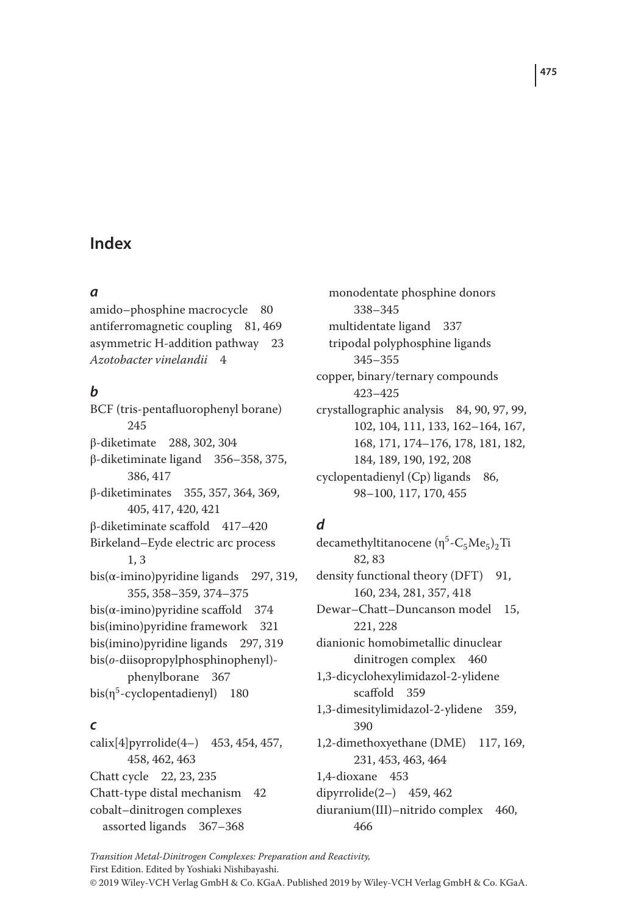# Index

## *a*

amido–phosphine macrocycle 80
antiferromagnetic coupling 81, 469
asymmetric H-addition pathway 23
*Azotobacter vinelandii* 4

## *b*

BCF (tris-pentafluorophenyl borane) 245
β-diketimate 288, 302, 304
β-diketiminate ligand 356–358, 375, 386, 417
β-diketiminates 355, 357, 364, 369, 405, 417, 420, 421
β-diketiminate scaffold 417–420
Birkeland–Eyde electric arc process 1, 3
bis(α-imino)pyridine ligands 297, 319, 355, 358–359, 374–375
bis(α-imino)pyridine scaffold 374
bis(imino)pyridine framework 321
bis(imino)pyridine ligands 297, 319
bis(*o*-diisopropylphosphinophenyl)-phenylborane 367
bis($\eta^5$-cyclopentadienyl) 180

## *c*

calix[4]pyrrolide(4−) 453, 454, 457, 458, 462, 463
Chatt cycle 22, 23, 235
Chatt-type distal mechanism 42
cobalt–dinitrogen complexes
- assorted ligands 367–368
- monodentate phosphine donors 338–345
- multidentate ligand 337
- tripodal polyphosphine ligands 345–355

copper, binary/ternary compounds 423–425
crystallographic analysis 84, 90, 97, 99, 102, 104, 111, 133, 162–164, 167, 168, 171, 174–176, 178, 181, 182, 184, 189, 190, 192, 208
cyclopentadienyl (Cp) ligands 86, 98–100, 117, 170, 455

## *d*

decamethyltitanocene ($\eta^5$-$C_5Me_5$)$_2$Ti 82, 83
density functional theory (DFT) 91, 160, 234, 281, 357, 418
Dewar–Chatt–Duncanson model 15, 221, 228
dianionic homobimetallic dinuclear dinitrogen complex 460
1,3-dicyclohexylimidazol-2-ylidene scaffold 359
1,3-dimesitylimidazol-2-ylidene 359, 390
1,2-dimethoxyethane (DME) 117, 169, 231, 453, 463, 464
1,4-dioxane 453
dipyrrolide(2−) 459, 462
diuranium(III)–nitrido complex 460, 466

*Transition Metal-Dinitrogen Complexes: Preparation and Reactivity,*
First Edition. Edited by Yoshiaki Nishibayashi.
© 2019 Wiley-VCH Verlag GmbH & Co. KGaA. Published 2019 by Wiley-VCH Verlag GmbH & Co. KGaA.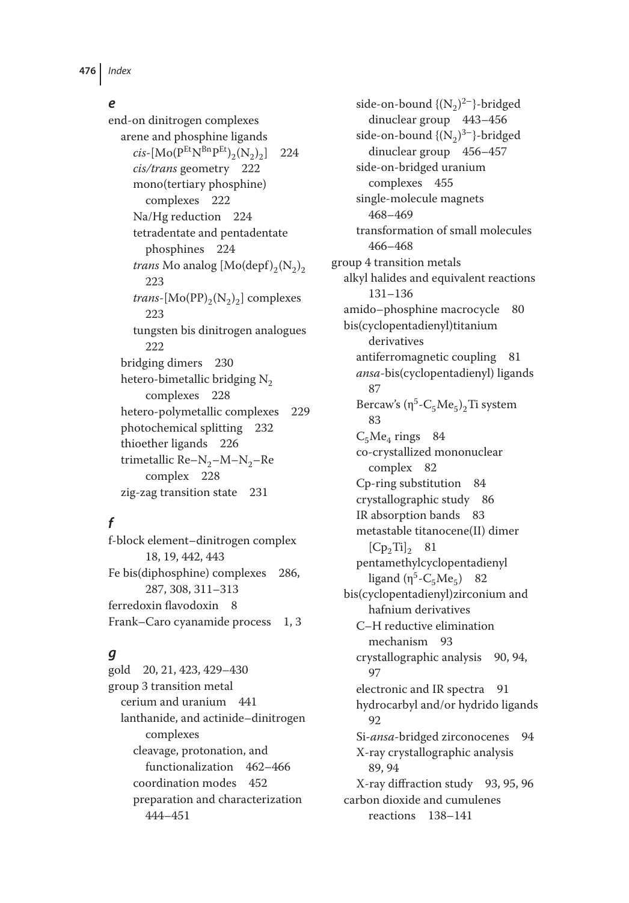## e

end-on dinitrogen complexes
- arene and phosphine ligands
  - *cis*-$[Mo(P^{Et}N^{Bn}P^{Et})_2(N_2)_2]$ 224
  - *cis/trans* geometry 222
  - mono(tertiary phosphine) complexes 222
  - Na/Hg reduction 224
  - tetradentate and pentadentate phosphines 224
  - *trans* Mo analog $[Mo(depf)_2(N_2)_2$ 223
  - *trans*-$[Mo(PP)_2(N_2)_2]$ complexes 223
  - tungsten bis dinitrogen analogues 222
- bridging dimers 230
- hetero-bimetallic bridging $N_2$ complexes 228
- hetero-polymetallic complexes 229
- photochemical splitting 232
- thioether ligands 226
- trimetallic Re–$N_2$–M–$N_2$–Re complex 228
- zig-zag transition state 231

## f

f-block element–dinitrogen complex 18, 19, 442, 443

Fe bis(diphosphine) complexes 286, 287, 308, 311–313

ferredoxin flavodoxin 8

Frank–Caro cyanamide process 1, 3

## g

gold 20, 21, 423, 429–430

group 3 transition metal
- cerium and uranium 441
- lanthanide, and actinide–dinitrogen complexes
  - cleavage, protonation, and functionalization 462–466
  - coordination modes 452
  - preparation and characterization 444–451
  - side-on-bound $\{(N_2)^{2-}\}$-bridged dinuclear group 443–456
  - side-on-bound $\{(N_2)^{3-}\}$-bridged dinuclear group 456–457
  - side-on-bridged uranium complexes 455
  - single-molecule magnets 468–469
  - transformation of small molecules 466–468

group 4 transition metals
- alkyl halides and equivalent reactions 131–136
- amido–phosphine macrocycle 80
- bis(cyclopentadienyl)titanium derivatives
  - antiferromagnetic coupling 81
  - *ansa*-bis(cyclopentadienyl) ligands 87
  - Bercaw's $(\eta^5\text{-}C_5Me_5)_2Ti$ system 83
  - $C_5Me_4$ rings 84
  - co-crystallized mononuclear complex 82
  - Cp-ring substitution 84
  - crystallographic study 86
  - IR absorption bands 83
  - metastable titanocene(II) dimer $[Cp_2Ti]_2$ 81
  - pentamethylcyclopentadienyl ligand $(\eta^5\text{-}C_5Me_5)$ 82
- bis(cyclopentadienyl)zirconium and hafnium derivatives
  - C–H reductive elimination mechanism 93
  - crystallographic analysis 90, 94, 97
  - electronic and IR spectra 91
  - hydrocarbyl and/or hydrido ligands 92
  - Si-*ansa*-bridged zirconocenes 94
  - X-ray crystallographic analysis 89, 94
  - X-ray diffraction study 93, 95, 96
- carbon dioxide and cumulenes reactions 138–141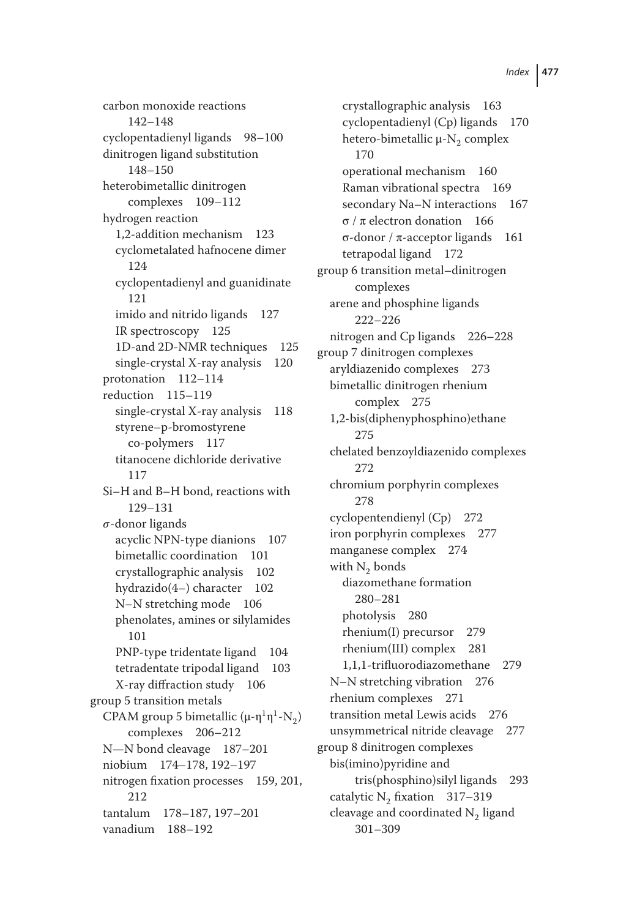carbon monoxide reactions 142–148
cyclopentadienyl ligands 98–100
dinitrogen ligand substitution 148–150
heterobimetallic dinitrogen complexes 109–112
hydrogen reaction
- 1,2-addition mechanism 123
- cyclometalated hafnocene dimer 124
- cyclopentadienyl and guanidinate 121
- imido and nitrido ligands 127
- IR spectroscopy 125
- 1D-and 2D-NMR techniques 125
- single-crystal X-ray analysis 120

protonation 112–114
reduction 115–119
- single-crystal X-ray analysis 118
- styrene–p-bromostyrene co-polymers 117
- titanocene dichloride derivative 117

Si–H and B–H bond, reactions with 129–131
σ-donor ligands
- acyclic NPN-type dianions 107
- bimetallic coordination 101
- crystallographic analysis 102
- hydrazido(4–) character 102
- N–N stretching mode 106
- phenolates, amines or silylamides 101
- PNP-type tridentate ligand 104
- tetradentate tripodal ligand 103
- X-ray diffraction study 106

group 5 transition metals
- CPAM group 5 bimetallic (μ-$\eta^1\eta^1$-$N_2$) complexes 206–212
- N—N bond cleavage 187–201
- niobium 174–178, 192–197
- nitrogen fixation processes 159, 201, 212
- tantalum 178–187, 197–201
- vanadium 188–192
- crystallographic analysis 163
- cyclopentadienyl (Cp) ligands 170
- hetero-bimetallic μ-$N_2$ complex 170
- operational mechanism 160
- Raman vibrational spectra 169
- secondary Na–N interactions 167
- σ / π electron donation 166
- σ-donor / π-acceptor ligands 161
- tetrapodal ligand 172

group 6 transition metal–dinitrogen complexes
- arene and phosphine ligands 222–226
- nitrogen and Cp ligands 226–228

group 7 dinitrogen complexes
- aryldiazenido complexes 273
- bimetallic dinitrogen rhenium complex 275
- 1,2-bis(diphenyphosphino)ethane 275
- chelated benzoyldiazenido complexes 272
- chromium porphyrin complexes 278
- cyclopentendienyl (Cp) 272
- iron porphyrin complexes 277
- manganese complex 274
- with $N_2$ bonds
  - diazomethane formation 280–281
  - photolysis 280
  - rhenium(I) precursor 279
  - rhenium(III) complex 281
  - 1,1,1-trifluorodiazomethane 279
- N–N stretching vibration 276
- rhenium complexes 271
- transition metal Lewis acids 276
- unsymmetrical nitride cleavage 277

group 8 dinitrogen complexes
- bis(imino)pyridine and tris(phosphino)silyl ligands 293
- catalytic $N_2$ fixation 317–319
- cleavage and coordinated $N_2$ ligand 301–309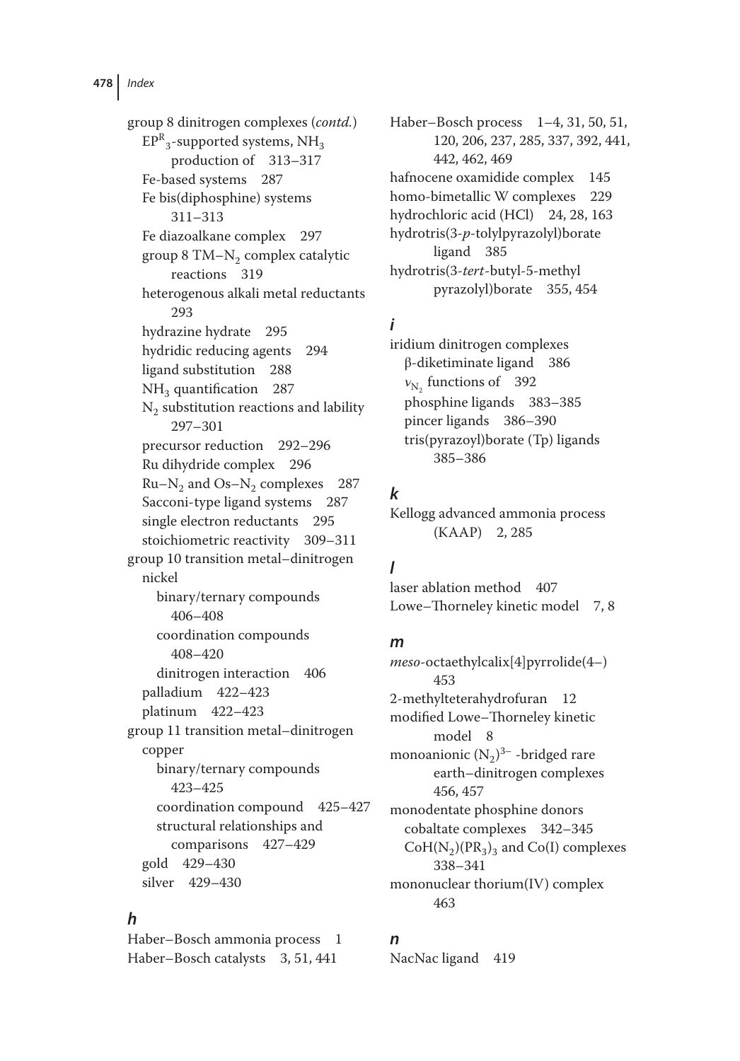group 8 dinitrogen complexes (*contd.*)

- $EP^R{}_3$-supported systems, $NH_3$ production of 313–317
- Fe-based systems 287
- Fe bis(diphosphine) systems 311–313
- Fe diazoalkane complex 297
- group 8 TM–$N_2$ complex catalytic reactions 319
- heterogenous alkali metal reductants 293
- hydrazine hydrate 295
- hydridic reducing agents 294
- ligand substitution 288
- $NH_3$ quantification 287
- $N_2$ substitution reactions and lability 297–301
- precursor reduction 292–296
- Ru dihydride complex 296
- Ru–$N_2$ and Os–$N_2$ complexes 287
- Sacconi-type ligand systems 287
- single electron reductants 295
- stoichiometric reactivity 309–311

group 10 transition metal–dinitrogen

- nickel
  - binary/ternary compounds 406–408
  - coordination compounds 408–420
  - dinitrogen interaction 406
- palladium 422–423
- platinum 422–423

group 11 transition metal–dinitrogen

- copper
  - binary/ternary compounds 423–425
  - coordination compound 425–427
  - structural relationships and comparisons 427–429
- gold 429–430
- silver 429–430

## *h*

Haber–Bosch ammonia process 1
Haber–Bosch catalysts 3, 51, 441
Haber–Bosch process 1–4, 31, 50, 51, 120, 206, 237, 285, 337, 392, 441, 442, 462, 469
hafnocene oxamidide complex 145
homo-bimetallic W complexes 229
hydrochloric acid (HCl) 24, 28, 163
hydrotris(3-*p*-tolylpyrazolyl)borate ligand 385
hydrotris(3-*tert*-butyl-5-methyl pyrazolyl)borate 355, 454

## *i*

iridium dinitrogen complexes

- β-diketiminate ligand 386
- $\nu_{N_2}$ functions of 392
- phosphine ligands 383–385
- pincer ligands 386–390
- tris(pyrazoyl)borate (Tp) ligands 385–386

## *k*

Kellogg advanced ammonia process (KAAP) 2, 285

## *l*

laser ablation method 407
Lowe–Thorneley kinetic model 7, 8

## *m*

*meso*-octaethylcalix[4]pyrrolide(4−) 453
2-methylteterahydrofuran 12
modified Lowe–Thorneley kinetic model 8
monoanionic $(N_2)^{3-}$ -bridged rare earth–dinitrogen complexes 456, 457
monodentate phosphine donors

- cobaltate complexes 342–345
- $CoH(N_2)(PR_3)_3$ and Co(I) complexes 338–341

mononuclear thorium(IV) complex 463

## *n*

NacNac ligand 419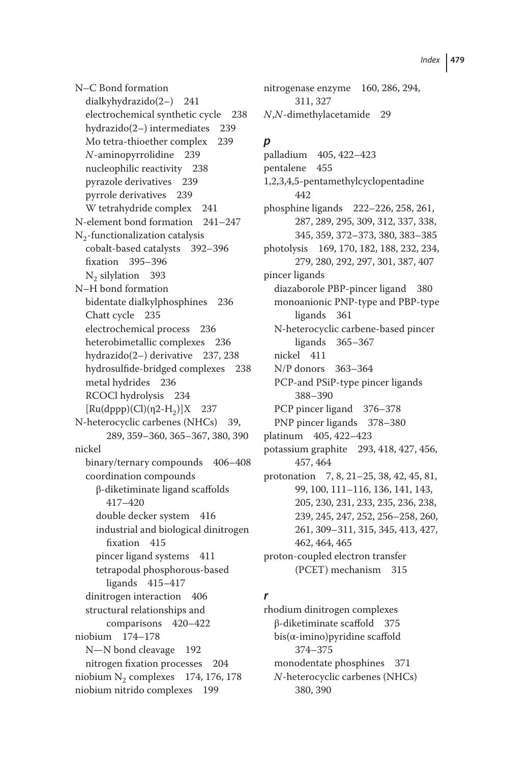N–C Bond formation
  dialkyhydrazido(2–) 241
  electrochemical synthetic cycle 238
  hydrazido(2–) intermediates 239
  Mo tetra-thioether complex 239
  *N*-aminopyrrolidine 239
  nucleophilic reactivity 238
  pyrazole derivatives 239
  pyrrole derivatives 239
  W tetrahydride complex 241
N-element bond formation 241–247
$N_2$-functionalization catalysis
  cobalt-based catalysts 392–396
  fixation 395–396
  $N_2$ silylation 393
N–H bond formation
  bidentate dialkylphosphines 236
  Chatt cycle 235
  electrochemical process 236
  heterobimetallic complexes 236
  hydrazido(2–) derivative 237, 238
  hydrosulfide-bridged complexes 238
  metal hydrides 236
  RCOCl hydrolysis 234
  $[Ru(dppp)(Cl)(\eta2\text{-}H_2)]X$ 237
N-heterocyclic carbenes (NHCs) 39, 289, 359–360, 365–367, 380, 390
nickel
  binary/ternary compounds 406–408
  coordination compounds
    β-diketiminate ligand scaffolds 417–420
    double decker system 416
    industrial and biological dinitrogen fixation 415
    pincer ligand systems 411
    tetrapodal phosphorous-based ligands 415–417
  dinitrogen interaction 406
  structural relationships and comparisons 420–422
niobium 174–178
  N—N bond cleavage 192
  nitrogen fixation processes 204
niobium $N_2$ complexes 174, 176, 178
niobium nitrido complexes 199
nitrogenase enzyme 160, 286, 294, 311, 327
*N*,*N*-dimethylacetamide 29

## p

palladium 405, 422–423
pentalene 455
1,2,3,4,5-pentamethylcyclopentadine 442
phosphine ligands 222–226, 258, 261, 287, 289, 295, 309, 312, 337, 338, 345, 359, 372–373, 380, 383–385
photolysis 169, 170, 182, 188, 232, 234, 279, 280, 292, 297, 301, 387, 407
pincer ligands
  diazaborole PBP-pincer ligand 380
  monoanionic PNP-type and PBP-type ligands 361
  N-heterocyclic carbene-based pincer ligands 365–367
  nickel 411
  N/P donors 363–364
  PCP-and PSiP-type pincer ligands 388–390
  PCP pincer ligand 376–378
  PNP pincer ligands 378–380
platinum 405, 422–423
potassium graphite 293, 418, 427, 456, 457, 464
protonation 7, 8, 21–25, 38, 42, 45, 81, 99, 100, 111–116, 136, 141, 143, 205, 230, 231, 233, 235, 236, 238, 239, 245, 247, 252, 256–258, 260, 261, 309–311, 315, 345, 413, 427, 462, 464, 465
proton-coupled electron transfer (PCET) mechanism 315

## r

rhodium dinitrogen complexes
  β-diketiminate scaffold 375
  bis(α-imino)pyridine scaffold 374–375
  monodentate phosphines 371
  *N*-heterocyclic carbenes (NHCs) 380, 390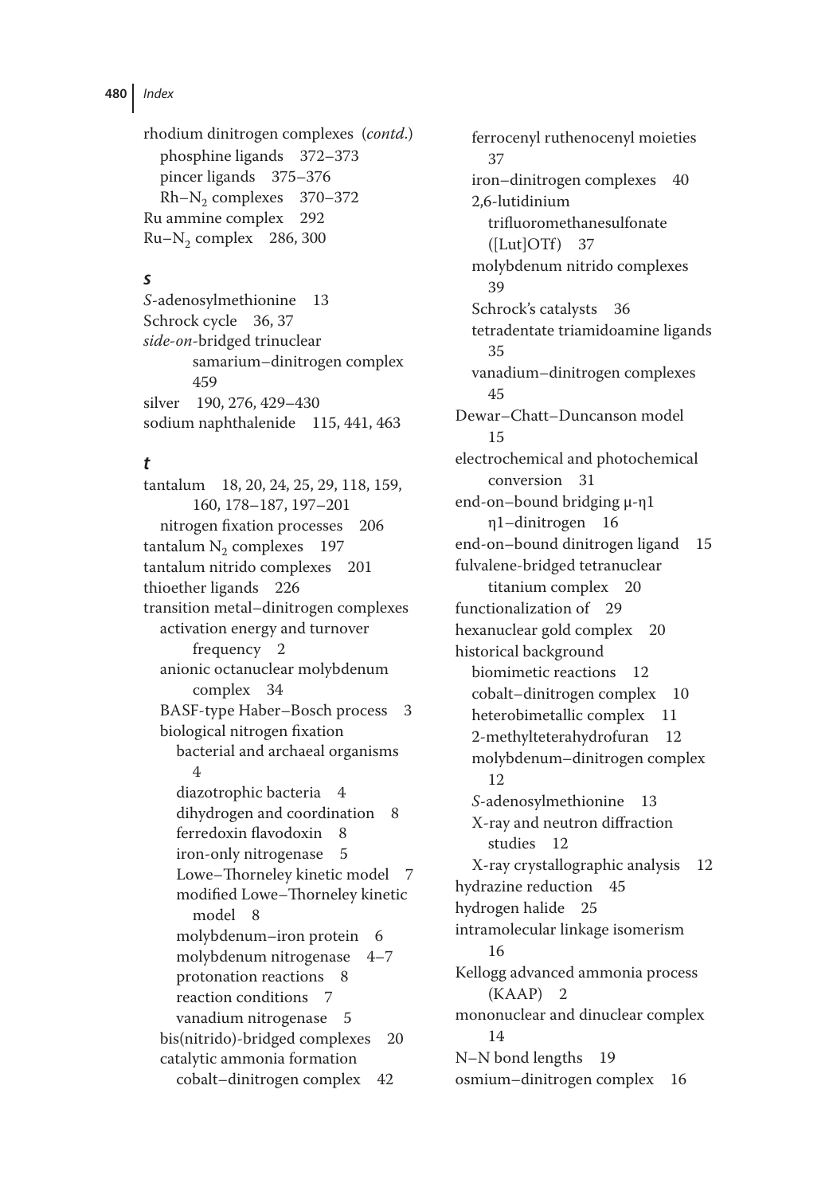rhodium dinitrogen complexes (*contd.*)
- phosphine ligands 372–373
- pincer ligands 375–376
- $Rh–N_2$ complexes 370–372

Ru ammine complex 292
$Ru–N_2$ complex 286, 300

### *s*

*S*-adenosylmethionine 13
Schrock cycle 36, 37
*side-on*-bridged trinuclear samarium–dinitrogen complex 459
silver 190, 276, 429–430
sodium naphthalenide 115, 441, 463

### *t*

tantalum 18, 20, 24, 25, 29, 118, 159, 160, 178–187, 197–201
- nitrogen fixation processes 206

tantalum $N_2$ complexes 197
tantalum nitrido complexes 201
thioether ligands 226
transition metal–dinitrogen complexes
- activation energy and turnover frequency 2
- anionic octanuclear molybdenum complex 34
- BASF-type Haber–Bosch process 3
- biological nitrogen fixation
  - bacterial and archaeal organisms 4
  - diazotrophic bacteria 4
  - dihydrogen and coordination 8
  - ferredoxin flavodoxin 8
  - iron-only nitrogenase 5
  - Lowe–Thorneley kinetic model 7
  - modified Lowe–Thorneley kinetic model 8
  - molybdenum–iron protein 6
  - molybdenum nitrogenase 4–7
  - protonation reactions 8
  - reaction conditions 7
  - vanadium nitrogenase 5
- bis(nitrido)-bridged complexes 20
- catalytic ammonia formation
  - cobalt–dinitrogen complex 42
  - ferrocenyl ruthenocenyl moieties 37
  - iron–dinitrogen complexes 40
  - 2,6-lutidinium trifluoromethanesulfonate ([Lut]OTf) 37
  - molybdenum nitrido complexes 39
  - Schrock's catalysts 36
  - tetradentate triamidoamine ligands 35
  - vanadium–dinitrogen complexes 45
- Dewar–Chatt–Duncanson model 15
- electrochemical and photochemical conversion 31
- end-on–bound bridging μ-η1 η1–dinitrogen 16
- end-on–bound dinitrogen ligand 15
- fulvalene-bridged tetranuclear titanium complex 20
- functionalization of 29
- hexanuclear gold complex 20
- historical background
  - biomimetic reactions 12
  - cobalt–dinitrogen complex 10
  - heterobimetallic complex 11
  - 2-methylteterahydrofuran 12
  - molybdenum–dinitrogen complex 12
  - *S*-adenosylmethionine 13
  - X-ray and neutron diffraction studies 12
  - X-ray crystallographic analysis 12
- hydrazine reduction 45
- hydrogen halide 25
- intramolecular linkage isomerism 16
- Kellogg advanced ammonia process (KAAP) 2
- mononuclear and dinuclear complex 14
- N–N bond lengths 19
- osmium–dinitrogen complex 16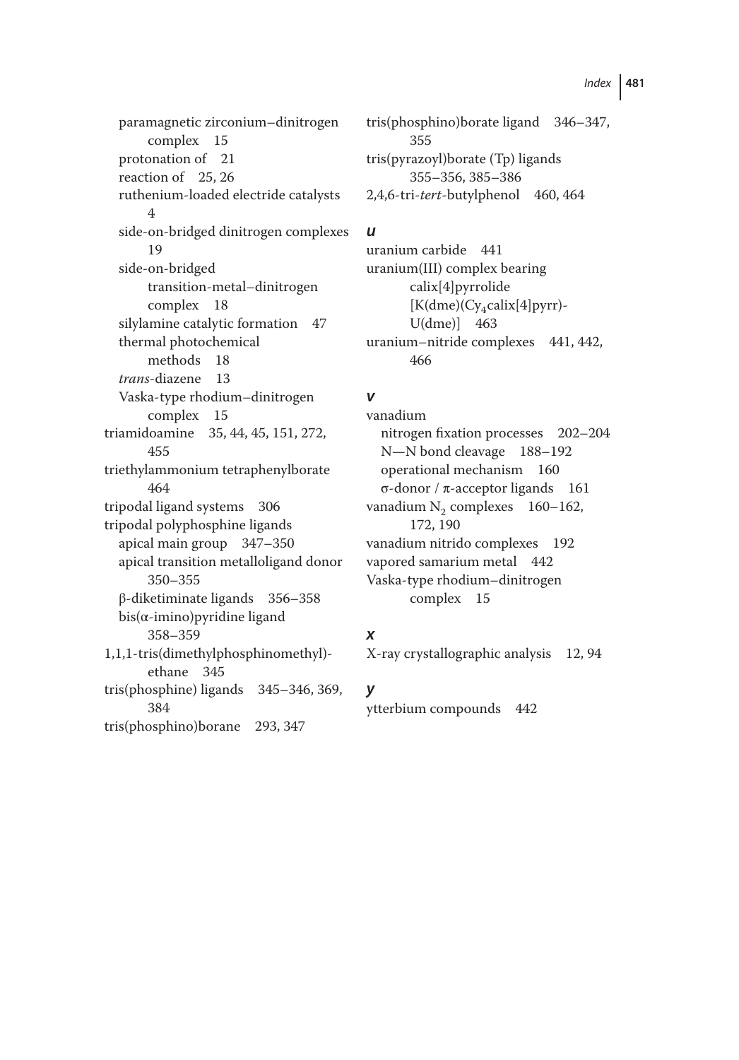- paramagnetic zirconium–dinitrogen complex 15
- protonation of 21
- reaction of 25, 26
- ruthenium-loaded electride catalysts 4
- side-on-bridged dinitrogen complexes 19
- side-on-bridged transition-metal–dinitrogen complex 18
- silylamine catalytic formation 47
- thermal photochemical methods 18
- *trans*-diazene 13
- Vaska-type rhodium–dinitrogen complex 15

triamidoamine 35, 44, 45, 151, 272, 455

triethylammonium tetraphenylborate 464

tripodal ligand systems 306

tripodal polyphosphine ligands
- apical main group 347–350
- apical transition metalloligand donor 350–355
- β-diketiminate ligands 356–358
- bis(α-imino)pyridine ligand 358–359

1,1,1-tris(dimethylphosphinomethyl)-ethane 345

tris(phosphine) ligands 345–346, 369, 384

tris(phosphino)borane 293, 347

tris(phosphino)borate ligand 346–347, 355

tris(pyrazoyl)borate (Tp) ligands 355–356, 385–386

2,4,6-tri-*tert*-butylphenol 460, 464

### *u*

uranium carbide 441

uranium(III) complex bearing calix[4]pyrrolide [K(dme)($Cy_4$calix[4]pyrr)-U(dme)] 463

uranium–nitride complexes 441, 442, 466

### *v*

vanadium
- nitrogen fixation processes 202–204
- N—N bond cleavage 188–192
- operational mechanism 160
- σ-donor / π-acceptor ligands 161

vanadium $N_2$ complexes 160–162, 172, 190

vanadium nitrido complexes 192

vapored samarium metal 442

Vaska-type rhodium–dinitrogen complex 15

### *x*

X-ray crystallographic analysis 12, 94

### *y*

ytterbium compounds 442